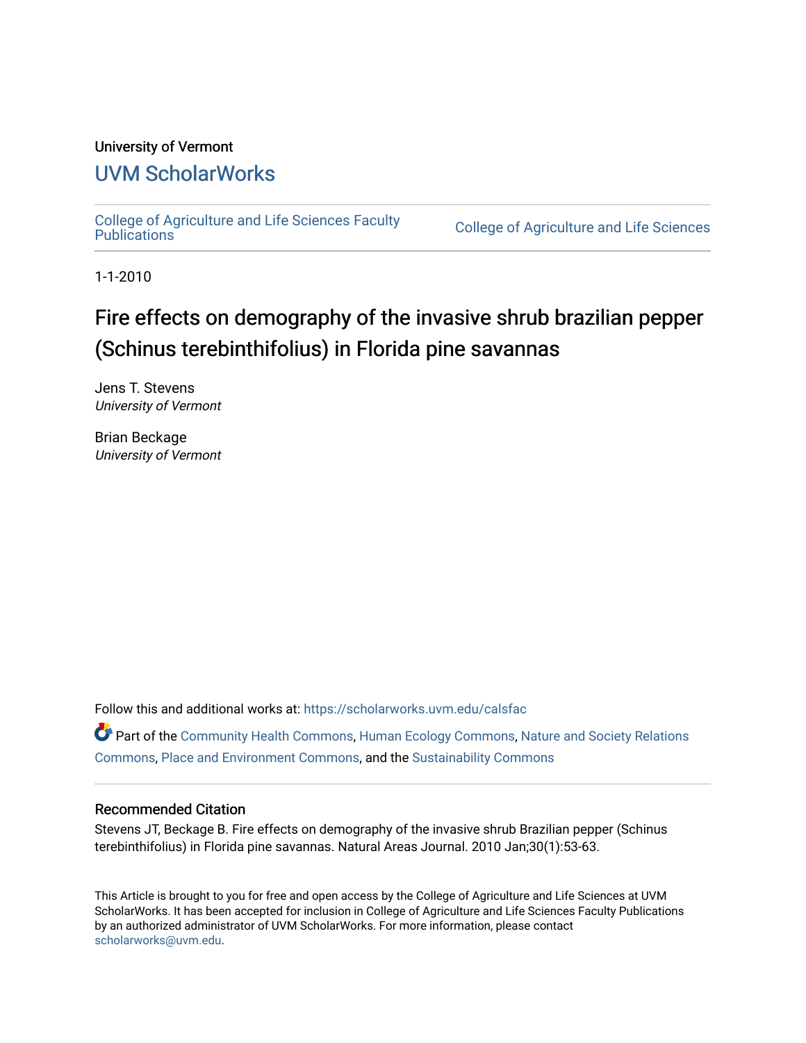University of Vermont

# UVM ScholarWorks

College of Agriculture and Life Sciences Faculty Publications | College of Agriculture and Life Sciences

1-1-2010

# Fire effects on demography of the invasive shrub brazilian pepper (Schinus terebinthifolius) in Florida pine savannas

Jens T. Stevens
*University of Vermont*

Brian Beckage
*University of Vermont*

Follow this and additional works at: https://scholarworks.uvm.edu/calsfac

Part of the Community Health Commons, Human Ecology Commons, Nature and Society Relations Commons, Place and Environment Commons, and the Sustainability Commons

## Recommended Citation

Stevens JT, Beckage B. Fire effects on demography of the invasive shrub Brazilian pepper (Schinus terebinthifolius) in Florida pine savannas. Natural Areas Journal. 2010 Jan;30(1):53-63.

This Article is brought to you for free and open access by the College of Agriculture and Life Sciences at UVM ScholarWorks. It has been accepted for inclusion in College of Agriculture and Life Sciences Faculty Publications by an authorized administrator of UVM ScholarWorks. For more information, please contact scholarworks@uvm.edu.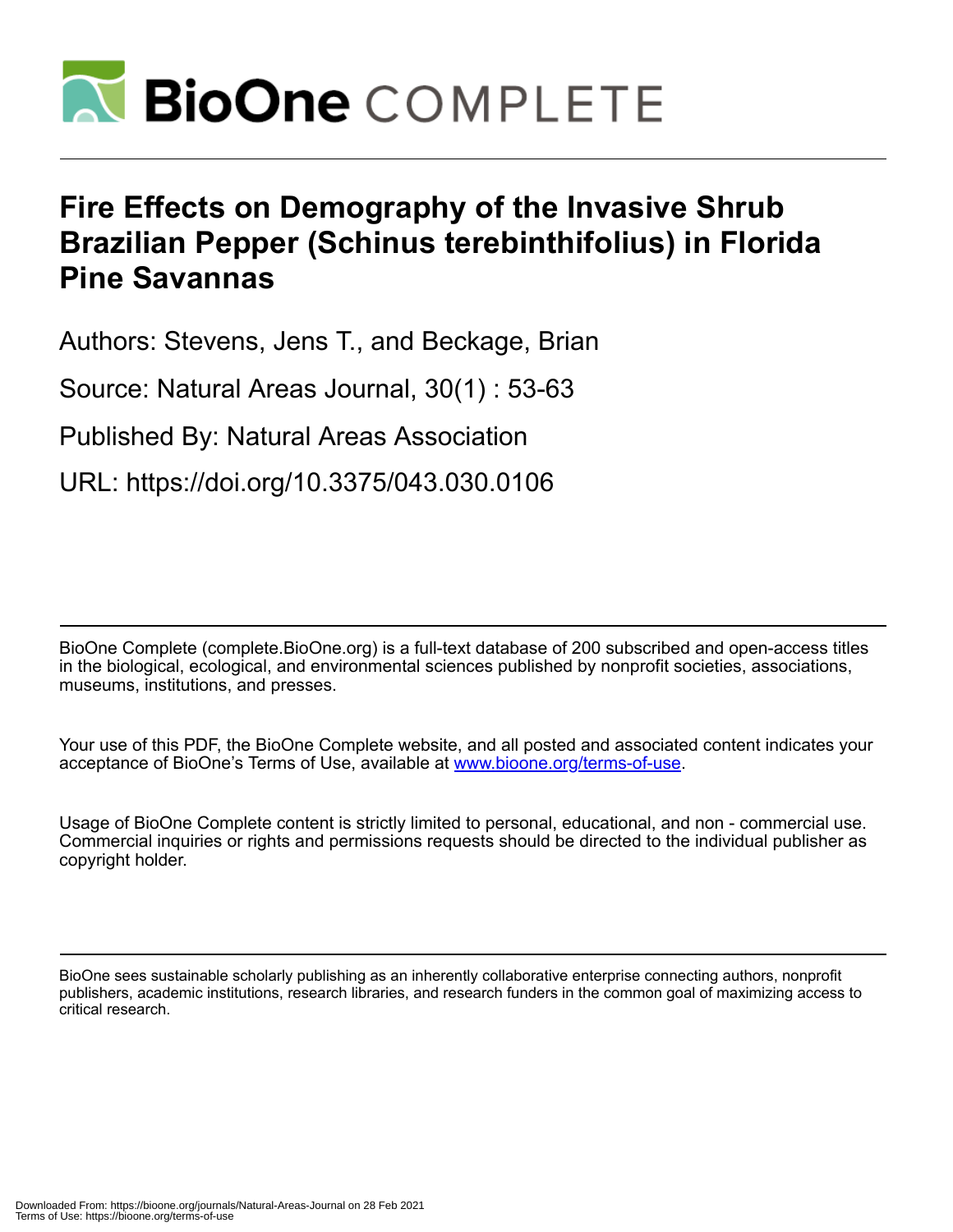# Fire Effects on Demography of the Invasive Shrub Brazilian Pepper (Schinus terebinthifolius) in Florida Pine Savannas

Authors: Stevens, Jens T., and Beckage, Brian

Source: Natural Areas Journal, 30(1) : 53-63

Published By: Natural Areas Association

URL: https://doi.org/10.3375/043.030.0106

BioOne Complete (complete.BioOne.org) is a full-text database of 200 subscribed and open-access titles in the biological, ecological, and environmental sciences published by nonprofit societies, associations, museums, institutions, and presses.

Your use of this PDF, the BioOne Complete website, and all posted and associated content indicates your acceptance of BioOne's Terms of Use, available at www.bioone.org/terms-of-use.

Usage of BioOne Complete content is strictly limited to personal, educational, and non - commercial use. Commercial inquiries or rights and permissions requests should be directed to the individual publisher as copyright holder.

BioOne sees sustainable scholarly publishing as an inherently collaborative enterprise connecting authors, nonprofit publishers, academic institutions, research libraries, and research funders in the common goal of maximizing access to critical research.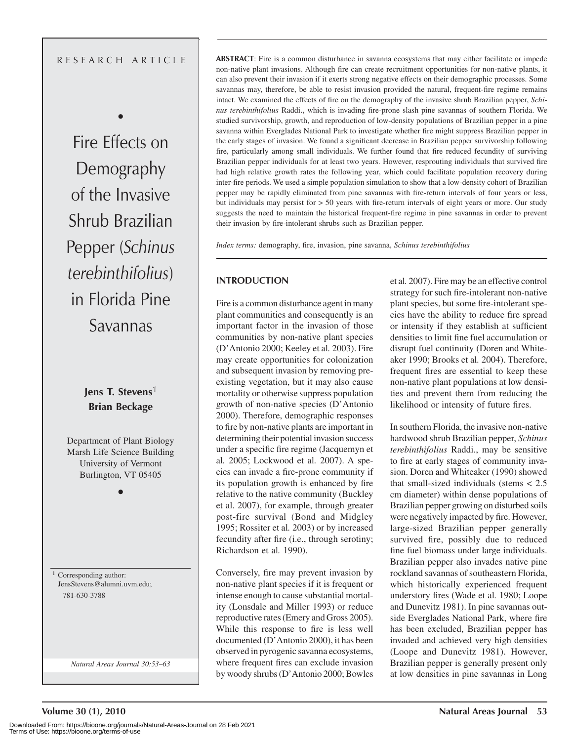RESEARCH ARTICLE

# Fire Effects on Demography of the Invasive Shrub Brazilian Pepper (*Schinus terebinthifolius*) in Florida Pine Savannas

**Jens T. Stevens**[1]
**Brian Beckage**

Department of Plant Biology
Marsh Life Science Building
University of Vermont
Burlington, VT 05405

[1] Corresponding author: JensStevens@alumni.uvm.edu; 781-630-3788

*Natural Areas Journal 30:53–63*

**ABSTRACT**: Fire is a common disturbance in savanna ecosystems that may either facilitate or impede non-native plant invasions. Although fire can create recruitment opportunities for non-native plants, it can also prevent their invasion if it exerts strong negative effects on their demographic processes. Some savannas may, therefore, be able to resist invasion provided the natural, frequent-fire regime remains intact. We examined the effects of fire on the demography of the invasive shrub Brazilian pepper, *Schinus terebinthifolius* Raddi., which is invading fire-prone slash pine savannas of southern Florida. We studied survivorship, growth, and reproduction of low-density populations of Brazilian pepper in a pine savanna within Everglades National Park to investigate whether fire might suppress Brazilian pepper in the early stages of invasion. We found a significant decrease in Brazilian pepper survivorship following fire, particularly among small individuals. We further found that fire reduced fecundity of surviving Brazilian pepper individuals for at least two years. However, resprouting individuals that survived fire had high relative growth rates the following year, which could facilitate population recovery during inter-fire periods. We used a simple population simulation to show that a low-density cohort of Brazilian pepper may be rapidly eliminated from pine savannas with fire-return intervals of four years or less, but individuals may persist for > 50 years with fire-return intervals of eight years or more. Our study suggests the need to maintain the historical frequent-fire regime in pine savannas in order to prevent their invasion by fire-intolerant shrubs such as Brazilian pepper.

*Index terms:* demography, fire, invasion, pine savanna, *Schinus terebinthifolius*

## INTRODUCTION

Fire is a common disturbance agent in many plant communities and consequently is an important factor in the invasion of those communities by non-native plant species (D'Antonio 2000; Keeley et al. 2003). Fire may create opportunities for colonization and subsequent invasion by removing preexisting vegetation, but it may also cause mortality or otherwise suppress population growth of non-native species (D'Antonio 2000). Therefore, demographic responses to fire by non-native plants are important in determining their potential invasion success under a specific fire regime (Jacquemyn et al. 2005; Lockwood et al. 2007). A species can invade a fire-prone community if its population growth is enhanced by fire relative to the native community (Buckley et al. 2007), for example, through greater post-fire survival (Bond and Midgley 1995; Rossiter et al. 2003) or by increased fecundity after fire (i.e., through serotiny; Richardson et al. 1990).

Conversely, fire may prevent invasion by non-native plant species if it is frequent or intense enough to cause substantial mortality (Lonsdale and Miller 1993) or reduce reproductive rates (Emery and Gross 2005). While this response to fire is less well documented (D'Antonio 2000), it has been observed in pyrogenic savanna ecosystems, where frequent fires can exclude invasion by woody shrubs (D'Antonio 2000; Bowles et al. 2007). Fire may be an effective control strategy for such fire-intolerant non-native plant species, but some fire-intolerant species have the ability to reduce fire spread or intensity if they establish at sufficient densities to limit fine fuel accumulation or disrupt fuel continuity (Doren and Whiteaker 1990; Brooks et al. 2004). Therefore, frequent fires are essential to keep these non-native plant populations at low densities and prevent them from reducing the likelihood or intensity of future fires.

In southern Florida, the invasive non-native hardwood shrub Brazilian pepper, *Schinus terebinthifolius* Raddi., may be sensitive to fire at early stages of community invasion. Doren and Whiteaker (1990) showed that small-sized individuals (stems < 2.5 cm diameter) within dense populations of Brazilian pepper growing on disturbed soils were negatively impacted by fire. However, large-sized Brazilian pepper generally survived fire, possibly due to reduced fine fuel biomass under large individuals. Brazilian pepper also invades native pine rockland savannas of southeastern Florida, which historically experienced frequent understory fires (Wade et al. 1980; Loope and Dunevitz 1981). In pine savannas outside Everglades National Park, where fire has been excluded, Brazilian pepper has invaded and achieved very high densities (Loope and Dunevitz 1981). However, Brazilian pepper is generally present only at low densities in pine savannas in Long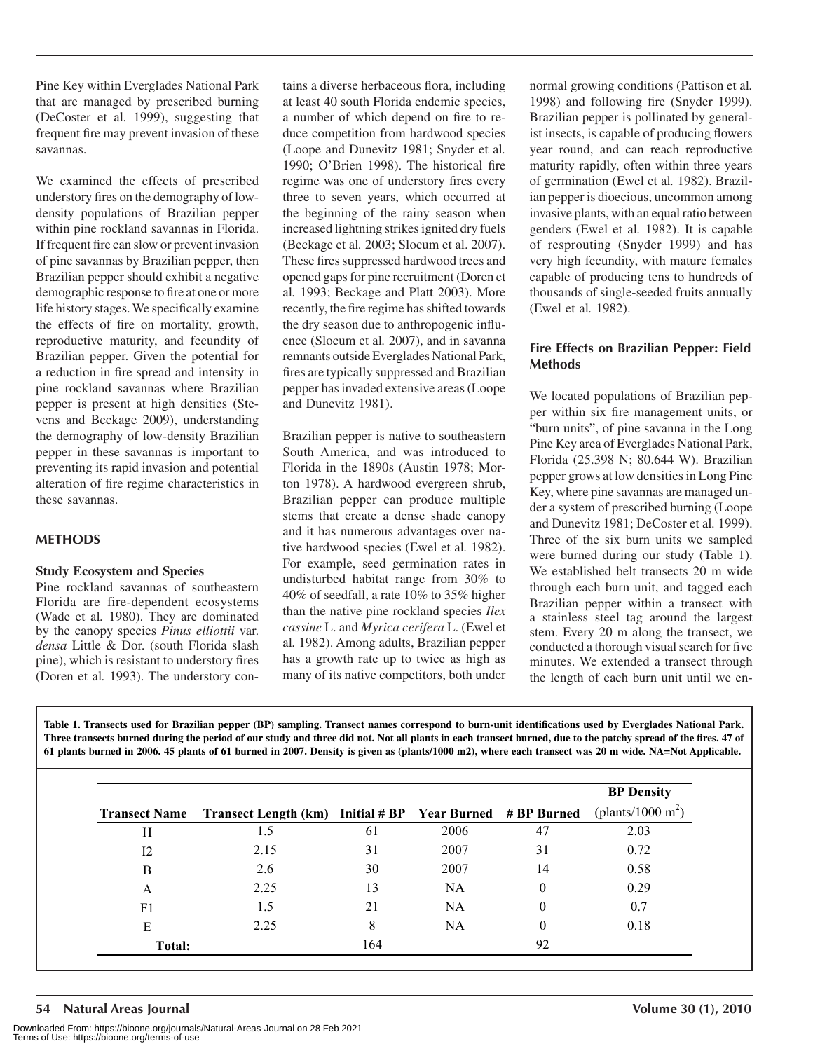Pine Key within Everglades National Park that are managed by prescribed burning (DeCoster et al. 1999), suggesting that frequent fire may prevent invasion of these savannas.

We examined the effects of prescribed understory fires on the demography of low-density populations of Brazilian pepper within pine rockland savannas in Florida. If frequent fire can slow or prevent invasion of pine savannas by Brazilian pepper, then Brazilian pepper should exhibit a negative demographic response to fire at one or more life history stages. We specifically examine the effects of fire on mortality, growth, reproductive maturity, and fecundity of Brazilian pepper. Given the potential for a reduction in fire spread and intensity in pine rockland savannas where Brazilian pepper is present at high densities (Stevens and Beckage 2009), understanding the demography of low-density Brazilian pepper in these savannas is important to preventing its rapid invasion and potential alteration of fire regime characteristics in these savannas.

## METHODS

### Study Ecosystem and Species

Pine rockland savannas of southeastern Florida are fire-dependent ecosystems (Wade et al. 1980). They are dominated by the canopy species *Pinus elliottii* var. *densa* Little & Dor. (south Florida slash pine), which is resistant to understory fires (Doren et al. 1993). The understory contains a diverse herbaceous flora, including at least 40 south Florida endemic species, a number of which depend on fire to reduce competition from hardwood species (Loope and Dunevitz 1981; Snyder et al. 1990; O'Brien 1998). The historical fire regime was one of understory fires every three to seven years, which occurred at the beginning of the rainy season when increased lightning strikes ignited dry fuels (Beckage et al. 2003; Slocum et al. 2007). These fires suppressed hardwood trees and opened gaps for pine recruitment (Doren et al. 1993; Beckage and Platt 2003). More recently, the fire regime has shifted towards the dry season due to anthropogenic influence (Slocum et al. 2007), and in savanna remnants outside Everglades National Park, fires are typically suppressed and Brazilian pepper has invaded extensive areas (Loope and Dunevitz 1981).

Brazilian pepper is native to southeastern South America, and was introduced to Florida in the 1890s (Austin 1978; Morton 1978). A hardwood evergreen shrub, Brazilian pepper can produce multiple stems that create a dense shade canopy and it has numerous advantages over native hardwood species (Ewel et al. 1982). For example, seed germination rates in undisturbed habitat range from 30% to 40% of seedfall, a rate 10% to 35% higher than the native pine rockland species *Ilex cassine* L. and *Myrica cerifera* L. (Ewel et al. 1982). Among adults, Brazilian pepper has a growth rate up to twice as high as many of its native competitors, both under normal growing conditions (Pattison et al. 1998) and following fire (Snyder 1999). Brazilian pepper is pollinated by generalist insects, is capable of producing flowers year round, and can reach reproductive maturity rapidly, often within three years of germination (Ewel et al. 1982). Brazilian pepper is dioecious, uncommon among invasive plants, with an equal ratio between genders (Ewel et al. 1982). It is capable of resprouting (Snyder 1999) and has very high fecundity, with mature females capable of producing tens to hundreds of thousands of single-seeded fruits annually (Ewel et al. 1982).

### Fire Effects on Brazilian Pepper: Field Methods

We located populations of Brazilian pepper within six fire management units, or "burn units", of pine savanna in the Long Pine Key area of Everglades National Park, Florida (25.398 N; 80.644 W). Brazilian pepper grows at low densities in Long Pine Key, where pine savannas are managed under a system of prescribed burning (Loope and Dunevitz 1981; DeCoster et al. 1999). Three of the six burn units we sampled were burned during our study (Table 1). We established belt transects 20 m wide through each burn unit, and tagged each Brazilian pepper within a transect with a stainless steel tag around the largest stem. Every 20 m along the transect, we conducted a thorough visual search for five minutes. We extended a transect through the length of each burn unit until we en-

**Table 1. Transects used for Brazilian pepper (BP) sampling. Transect names correspond to burn-unit identifications used by Everglades National Park. Three transects burned during the period of our study and three did not. Not all plants in each transect burned, due to the patchy spread of the fires. 47 of 61 plants burned in 2006. 45 plants of 61 burned in 2007. Density is given as (plants/1000 m2), where each transect was 20 m wide. NA=Not Applicable.**

| Transect Name | Transect Length (km) | Initial # BP | Year Burned | # BP Burned | BP Density (plants/1000 $m^2$) |
|---|---|---|---|---|---|
| H | 1.5 | 61 | 2006 | 47 | 2.03 |
| I2 | 2.15 | 31 | 2007 | 31 | 0.72 |
| B | 2.6 | 30 | 2007 | 14 | 0.58 |
| A | 2.25 | 13 | NA | 0 | 0.29 |
| F1 | 1.5 | 21 | NA | 0 | 0.7 |
| E | 2.25 | 8 | NA | 0 | 0.18 |
| **Total:** | | 164 | | 92 | |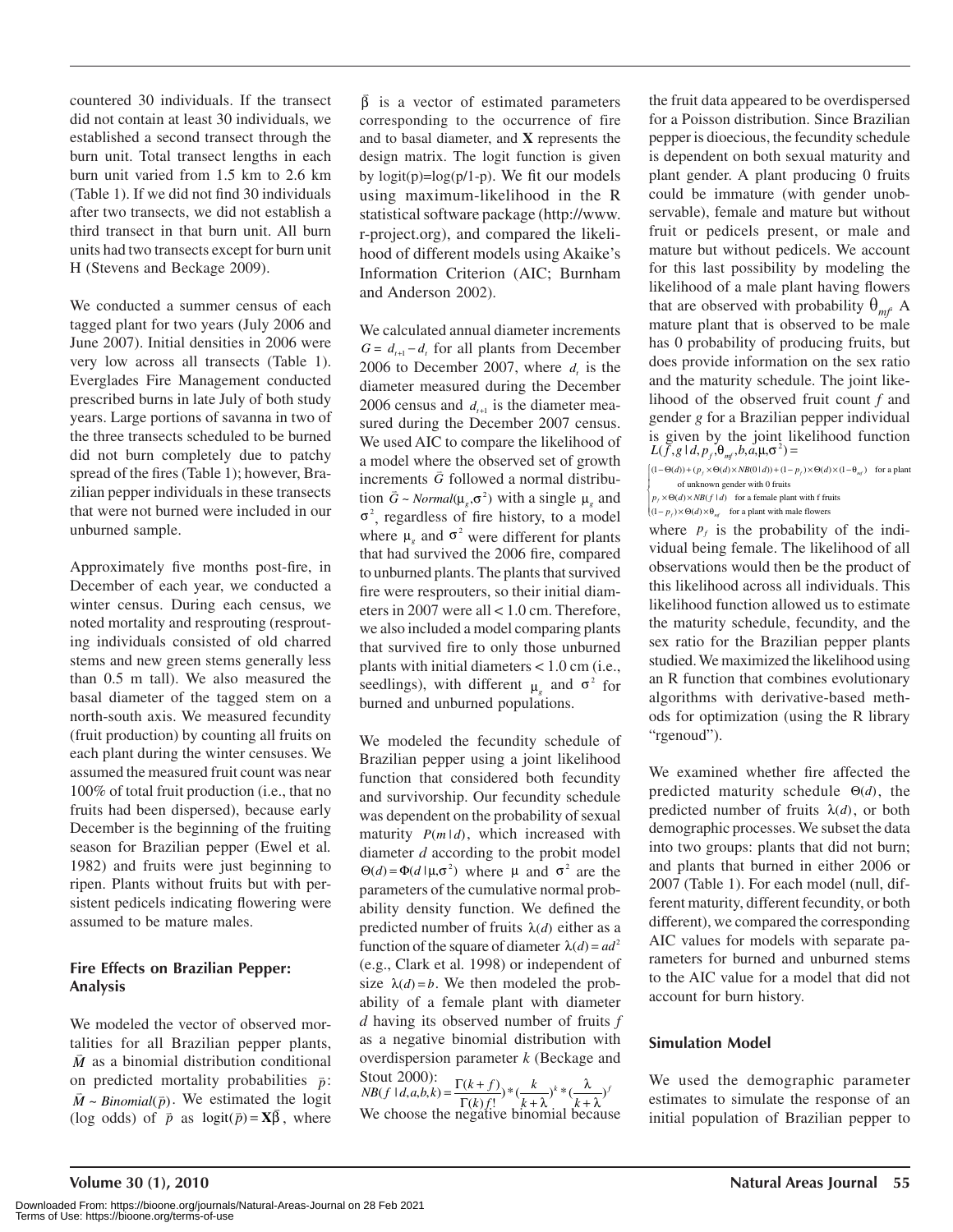countered 30 individuals. If the transect did not contain at least 30 individuals, we established a second transect through the burn unit. Total transect lengths in each burn unit varied from 1.5 km to 2.6 km (Table 1). If we did not find 30 individuals after two transects, we did not establish a third transect in that burn unit. All burn units had two transects except for burn unit H (Stevens and Beckage 2009).

We conducted a summer census of each tagged plant for two years (July 2006 and June 2007). Initial densities in 2006 were very low across all transects (Table 1). Everglades Fire Management conducted prescribed burns in late July of both study years. Large portions of savanna in two of the three transects scheduled to be burned did not burn completely due to patchy spread of the fires (Table 1); however, Brazilian pepper individuals in these transects that were not burned were included in our unburned sample.

Approximately five months post-fire, in December of each year, we conducted a winter census. During each census, we noted mortality and resprouting (resprouting individuals consisted of old charred stems and new green stems generally less than 0.5 m tall). We also measured the basal diameter of the tagged stem on a north-south axis. We measured fecundity (fruit production) by counting all fruits on each plant during the winter censuses. We assumed the measured fruit count was near 100% of total fruit production (i.e., that no fruits had been dispersed), because early December is the beginning of the fruiting season for Brazilian pepper (Ewel et al. 1982) and fruits were just beginning to ripen. Plants without fruits but with persistent pedicels indicating flowering were assumed to be mature males.

## Fire Effects on Brazilian Pepper: Analysis

We modeled the vector of observed mortalities for all Brazilian pepper plants, $\vec{M}$ as a binomial distribution conditional on predicted mortality probabilities $\vec{p}$: $\vec{M} \sim Binomial(\vec{p})$. We estimated the logit (log odds) of $\vec{p}$ as $\text{logit}(\vec{p}) = \mathbf{X}\vec{\beta}$, where $\vec{\beta}$ is a vector of estimated parameters corresponding to the occurrence of fire and to basal diameter, and **X** represents the design matrix. The logit function is given by logit(p)=log(p/1-p). We fit our models using maximum-likelihood in the R statistical software package (http://www.r-project.org), and compared the likelihood of different models using Akaike's Information Criterion (AIC; Burnham and Anderson 2002).

We calculated annual diameter increments $G = d_{t+1} - d_t$ for all plants from December 2006 to December 2007, where $d_t$ is the diameter measured during the December 2006 census and $d_{t+1}$ is the diameter measured during the December 2007 census. We used AIC to compare the likelihood of a model where the observed set of growth increments $\vec{G}$ followed a normal distribution $\vec{G} \sim Normal(\mu_g, \sigma^2)$ with a single $\mu_g$ and $\sigma^2$, regardless of fire history, to a model where $\mu_g$ and $\sigma^2$ were different for plants that had survived the 2006 fire, compared to unburned plants. The plants that survived fire were resprouters, so their initial diameters in 2007 were all < 1.0 cm. Therefore, we also included a model comparing plants that survived fire to only those unburned plants with initial diameters < 1.0 cm (i.e., seedlings), with different $\mu_g$ and $\sigma^2$ for burned and unburned populations.

We modeled the fecundity schedule of Brazilian pepper using a joint likelihood function that considered both fecundity and survivorship. Our fecundity schedule was dependent on the probability of sexual maturity $P(m \mid d)$, which increased with diameter $d$ according to the probit model $\Theta(d) = \Phi(d \mid \mu, \sigma^2)$ where $\mu$ and $\sigma^2$ are the parameters of the cumulative normal probability density function. We defined the predicted number of fruits $\lambda(d)$ either as a function of the square of diameter $\lambda(d) = ad^2$ (e.g., Clark et al. 1998) or independent of size $\lambda(d) = b$. We then modeled the probability of a female plant with diameter $d$ having its observed number of fruits $f$ as a negative binomial distribution with overdispersion parameter $k$ (Beckage and Stout 2000):

$$NB(f \mid d, a, b, k) = \frac{\Gamma(k+f)}{\Gamma(k) f!} * \left(\frac{k}{k+\lambda}\right)^k * \left(\frac{\lambda}{k+\lambda}\right)^f$$

We choose the negative binomial because the fruit data appeared to be overdispersed for a Poisson distribution. Since Brazilian pepper is dioecious, the fecundity schedule is dependent on both sexual maturity and plant gender. A plant producing 0 fruits could be immature (with gender unobservable), female and mature but without fruit or pedicels present, or male and mature but without pedicels. We account for this last possibility by modeling the likelihood of a male plant having flowers that are observed with probability $\theta_{mf}$. A mature plant that is observed to be male has 0 probability of producing fruits, but does provide information on the sex ratio and the maturity schedule. The joint likelihood of the observed fruit count $f$ and gender $g$ for a Brazilian pepper individual is given by the joint likelihood function

$$L(f, g \mid d, p_f, \theta_{mf}, b, a, \mu, \sigma^2) = \begin{cases} (1-\Theta(d)) + (p_f \times \Theta(d) \times NB(0 \mid d)) + (1-p_f) \times \Theta(d) \times (1-\theta_{mf}) & \text{for a plant of unknown gender with 0 fruits} \\ p_f \times \Theta(d) \times NB(f \mid d) & \text{for a female plant with f fruits} \\ (1-p_f) \times \Theta(d) \times \theta_{mf} & \text{for a plant with male flowers} \end{cases}$$

where $p_f$ is the probability of the individual being female. The likelihood of all observations would then be the product of this likelihood across all individuals. This likelihood function allowed us to estimate the maturity schedule, fecundity, and the sex ratio for the Brazilian pepper plants studied. We maximized the likelihood using an R function that combines evolutionary algorithms with derivative-based methods for optimization (using the R library "rgenoud").

We examined whether fire affected the predicted maturity schedule $\Theta(d)$, the predicted number of fruits $\lambda(d)$, or both demographic processes. We subset the data into two groups: plants that did not burn; and plants that burned in either 2006 or 2007 (Table 1). For each model (null, different maturity, different fecundity, or both different), we compared the corresponding AIC values for models with separate parameters for burned and unburned stems to the AIC value for a model that did not account for burn history.

## Simulation Model

We used the demographic parameter estimates to simulate the response of an initial population of Brazilian pepper to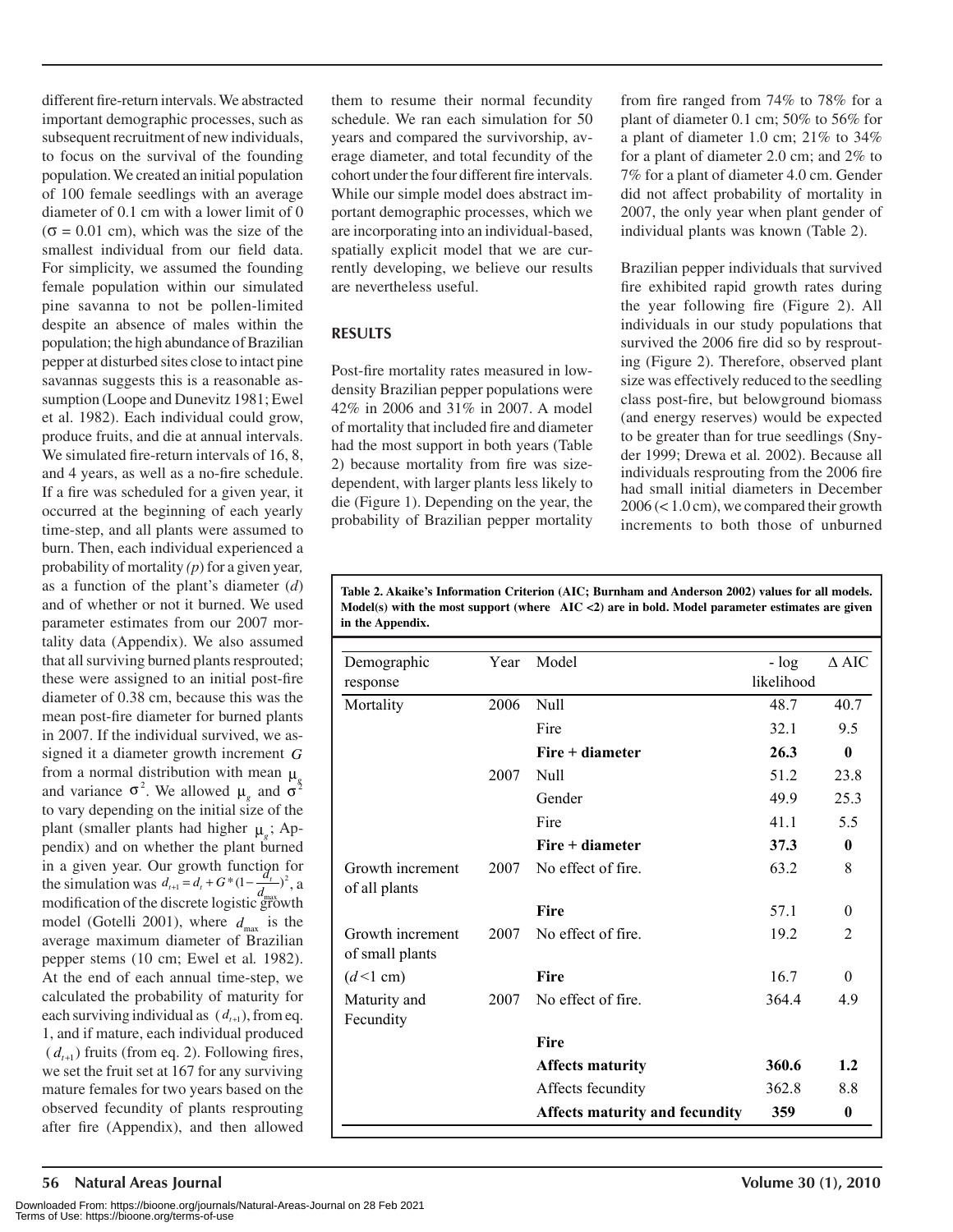different fire-return intervals. We abstracted important demographic processes, such as subsequent recruitment of new individuals, to focus on the survival of the founding population. We created an initial population of 100 female seedlings with an average diameter of 0.1 cm with a lower limit of 0 ($\sigma$ = 0.01 cm), which was the size of the smallest individual from our field data. For simplicity, we assumed the founding female population within our simulated pine savanna to not be pollen-limited despite an absence of males within the population; the high abundance of Brazilian pepper at disturbed sites close to intact pine savannas suggests this is a reasonable assumption (Loope and Dunevitz 1981; Ewel et al. 1982). Each individual could grow, produce fruits, and die at annual intervals. We simulated fire-return intervals of 16, 8, and 4 years, as well as a no-fire schedule. If a fire was scheduled for a given year, it occurred at the beginning of each yearly time-step, and all plants were assumed to burn. Then, each individual experienced a probability of mortality *(p)* for a given year, as a function of the plant's diameter ($d$) and of whether or not it burned. We used parameter estimates from our 2007 mortality data (Appendix). We also assumed that all surviving burned plants resprouted; these were assigned to an initial post-fire diameter of 0.38 cm, because this was the mean post-fire diameter for burned plants in 2007. If the individual survived, we assigned it a diameter growth increment $G$ from a normal distribution with mean $\mu_g$ and variance $\sigma^2$. We allowed $\mu_g$ and $\sigma^2$ to vary depending on the initial size of the plant (smaller plants had higher $\mu_g$; Appendix) and on whether the plant burned in a given year. Our growth function for the simulation was $d_{t+1} = d_t + G * (1 - \frac{d_t}{d_{max}})^2$, a modification of the discrete logistic growth model (Gotelli 2001), where $d_{max}$ is the average maximum diameter of Brazilian pepper stems (10 cm; Ewel et al. 1982). At the end of each annual time-step, we calculated the probability of maturity for each surviving individual as $(d_{t+1})$, from eq. 1, and if mature, each individual produced $(d_{t+1})$ fruits (from eq. 2). Following fires, we set the fruit set at 167 for any surviving mature females for two years based on the observed fecundity of plants resprouting after fire (Appendix), and then allowed them to resume their normal fecundity schedule. We ran each simulation for 50 years and compared the survivorship, average diameter, and total fecundity of the cohort under the four different fire intervals. While our simple model does abstract important demographic processes, which we are incorporating into an individual-based, spatially explicit model that we are currently developing, we believe our results are nevertheless useful.

## RESULTS

Post-fire mortality rates measured in low-density Brazilian pepper populations were 42% in 2006 and 31% in 2007. A model of mortality that included fire and diameter had the most support in both years (Table 2) because mortality from fire was size-dependent, with larger plants less likely to die (Figure 1). Depending on the year, the probability of Brazilian pepper mortality from fire ranged from 74% to 78% for a plant of diameter 0.1 cm; 50% to 56% for a plant of diameter 1.0 cm; 21% to 34% for a plant of diameter 2.0 cm; and 2% to 7% for a plant of diameter 4.0 cm. Gender did not affect probability of mortality in 2007, the only year when plant gender of individual plants was known (Table 2).

Brazilian pepper individuals that survived fire exhibited rapid growth rates during the year following fire (Figure 2). All individuals in our study populations that survived the 2006 fire did so by resprouting (Figure 2). Therefore, observed plant size was effectively reduced to the seedling class post-fire, but belowground biomass (and energy reserves) would be expected to be greater than for true seedlings (Snyder 1999; Drewa et al. 2002). Because all individuals resprouting from the 2006 fire had small initial diameters in December 2006 (< 1.0 cm), we compared their growth increments to both those of unburned

**Table 2. Akaike's Information Criterion (AIC; Burnham and Anderson 2002) values for all models. Model(s) with the most support (where AIC <2) are in bold. Model parameter estimates are given in the Appendix.**

| Demographic response | Year | Model | - log likelihood | Δ AIC |
|---|---|---|---|---|
| Mortality | 2006 | Null | 48.7 | 40.7 |
| | | Fire | 32.1 | 9.5 |
| | | **Fire + diameter** | **26.3** | **0** |
| | 2007 | Null | 51.2 | 23.8 |
| | | Gender | 49.9 | 25.3 |
| | | Fire | 41.1 | 5.5 |
| | | **Fire + diameter** | **37.3** | **0** |
| Growth increment of all plants | 2007 | No effect of fire. | 63.2 | 8 |
| | | **Fire** | 57.1 | 0 |
| Growth increment of small plants ($d$<1 cm) | 2007 | No effect of fire. | 19.2 | 2 |
| | | **Fire** | 16.7 | 0 |
| Maturity and Fecundity | 2007 | No effect of fire. | 364.4 | 4.9 |
| | | **Fire** | | |
| | | **Affects maturity** | **360.6** | **1.2** |
| | | Affects fecundity | 362.8 | 8.8 |
| | | **Affects maturity and fecundity** | **359** | **0** |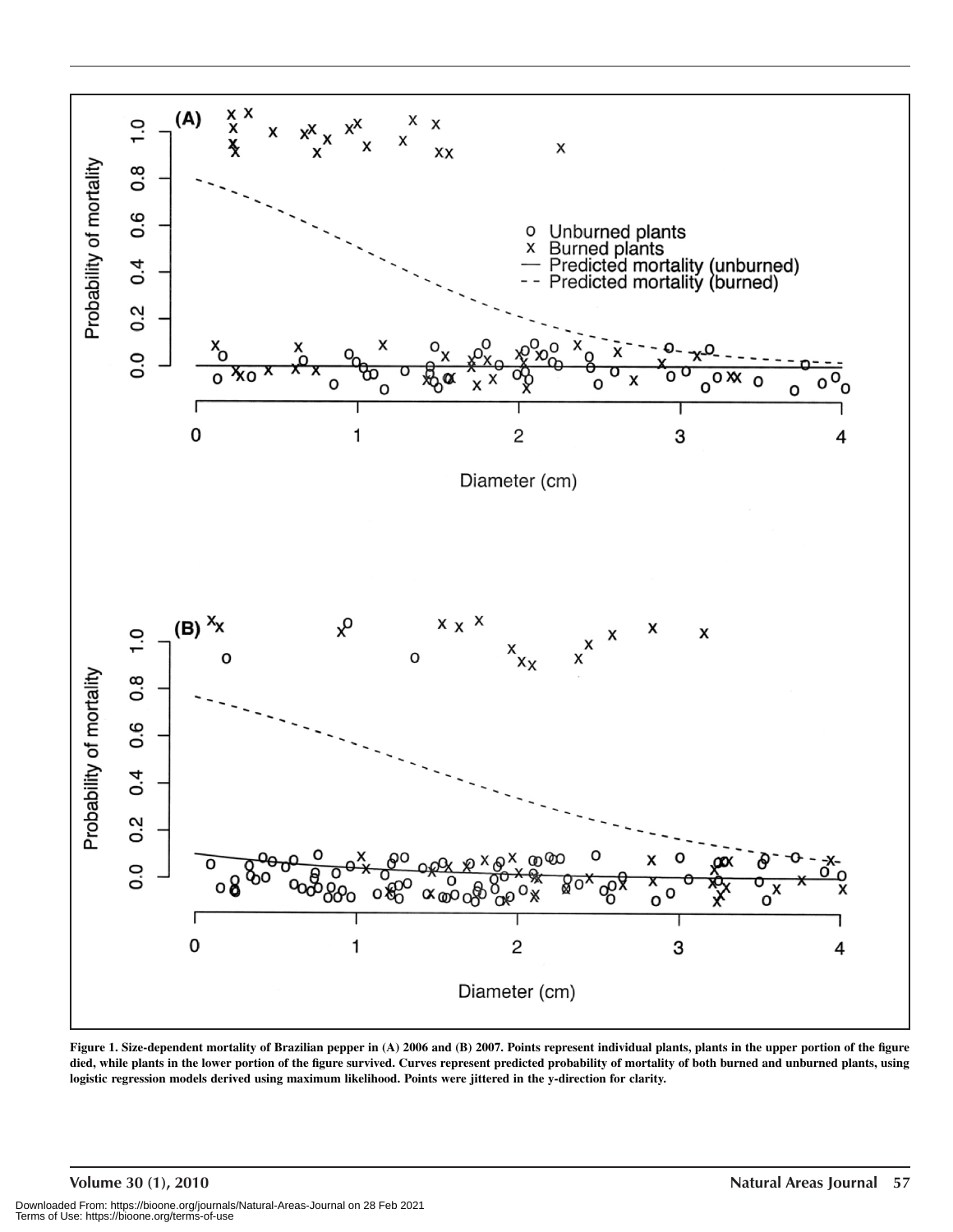Figure 1. Size-dependent mortality of Brazilian pepper in (A) 2006 and (B) 2007. Points represent individual plants, plants in the upper portion of the figure died, while plants in the lower portion of the figure survived. Curves represent predicted probability of mortality of both burned and unburned plants, using logistic regression models derived using maximum likelihood. Points were jittered in the y-direction for clarity.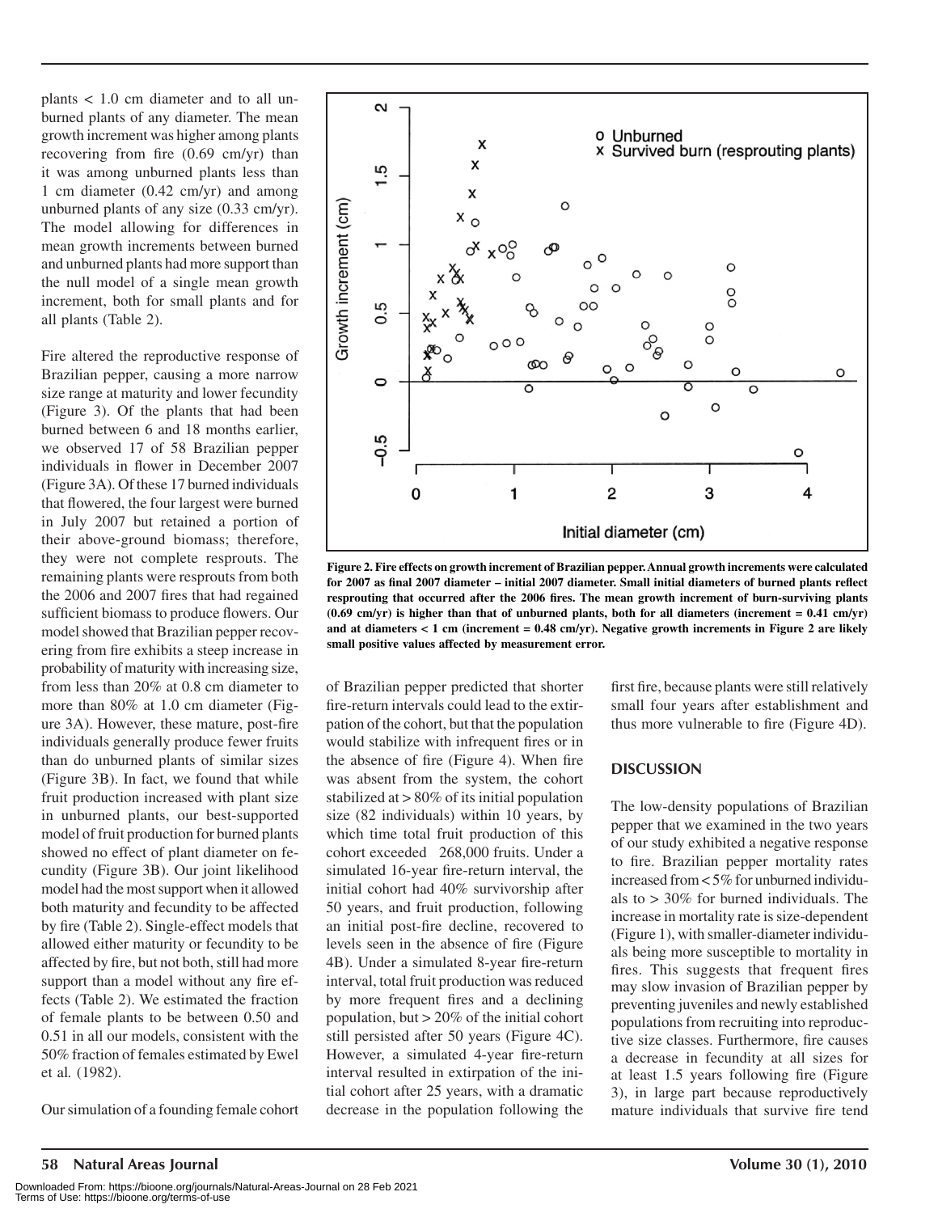plants < 1.0 cm diameter and to all unburned plants of any diameter. The mean growth increment was higher among plants recovering from fire (0.69 cm/yr) than it was among unburned plants less than 1 cm diameter (0.42 cm/yr) and among unburned plants of any size (0.33 cm/yr). The model allowing for differences in mean growth increments between burned and unburned plants had more support than the null model of a single mean growth increment, both for small plants and for all plants (Table 2).

Fire altered the reproductive response of Brazilian pepper, causing a more narrow size range at maturity and lower fecundity (Figure 3). Of the plants that had been burned between 6 and 18 months earlier, we observed 17 of 58 Brazilian pepper individuals in flower in December 2007 (Figure 3A). Of these 17 burned individuals that flowered, the four largest were burned in July 2007 but retained a portion of their above-ground biomass; therefore, they were not complete resprouts. The remaining plants were resprouts from both the 2006 and 2007 fires that had regained sufficient biomass to produce flowers. Our model showed that Brazilian pepper recovering from fire exhibits a steep increase in probability of maturity with increasing size, from less than 20% at 0.8 cm diameter to more than 80% at 1.0 cm diameter (Figure 3A). However, these mature, post-fire individuals generally produce fewer fruits than do unburned plants of similar sizes (Figure 3B). In fact, we found that while fruit production increased with plant size in unburned plants, our best-supported model of fruit production for burned plants showed no effect of plant diameter on fecundity (Figure 3B). Our joint likelihood model had the most support when it allowed both maturity and fecundity to be affected by fire (Table 2). Single-effect models that allowed either maturity or fecundity to be affected by fire, but not both, still had more support than a model without any fire effects (Table 2). We estimated the fraction of female plants to be between 0.50 and 0.51 in all our models, consistent with the 50% fraction of females estimated by Ewel et al. (1982).

Our simulation of a founding female cohort of Brazilian pepper predicted that shorter fire-return intervals could lead to the extirpation of the cohort, but that the population would stabilize with infrequent fires or in the absence of fire (Figure 4). When fire was absent from the system, the cohort stabilized at > 80% of its initial population size (82 individuals) within 10 years, by which time total fruit production of this cohort exceeded 268,000 fruits. Under a simulated 16-year fire-return interval, the initial cohort had 40% survivorship after 50 years, and fruit production, following an initial post-fire decline, recovered to levels seen in the absence of fire (Figure 4B). Under a simulated 8-year fire-return interval, total fruit production was reduced by more frequent fires and a declining population, but > 20% of the initial cohort still persisted after 50 years (Figure 4C). However, a simulated 4-year fire-return interval resulted in extirpation of the initial cohort after 25 years, with a dramatic decrease in the population following the first fire, because plants were still relatively small four years after establishment and thus more vulnerable to fire (Figure 4D).

**Figure 2. Fire effects on growth increment of Brazilian pepper. Annual growth increments were calculated for 2007 as final 2007 diameter – initial 2007 diameter. Small initial diameters of burned plants reflect resprouting that occurred after the 2006 fires. The mean growth increment of burn-surviving plants (0.69 cm/yr) is higher than that of unburned plants, both for all diameters (increment = 0.41 cm/yr) and at diameters < 1 cm (increment = 0.48 cm/yr). Negative growth increments in Figure 2 are likely small positive values affected by measurement error.**

## DISCUSSION

The low-density populations of Brazilian pepper that we examined in the two years of our study exhibited a negative response to fire. Brazilian pepper mortality rates increased from < 5% for unburned individuals to > 30% for burned individuals. The increase in mortality rate is size-dependent (Figure 1), with smaller-diameter individuals being more susceptible to mortality in fires. This suggests that frequent fires may slow invasion of Brazilian pepper by preventing juveniles and newly established populations from recruiting into reproductive size classes. Furthermore, fire causes a decrease in fecundity at all sizes for at least 1.5 years following fire (Figure 3), in large part because reproductively mature individuals that survive fire tend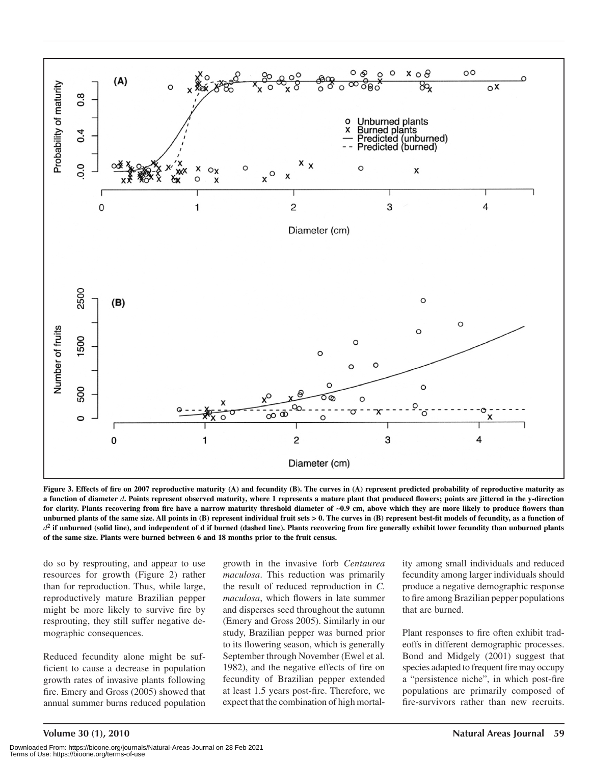**Figure 3. Effects of fire on 2007 reproductive maturity (A) and fecundity (B). The curves in (A) represent predicted probability of reproductive maturity as a function of diameter $d$. Points represent observed maturity, where 1 represents a mature plant that produced flowers; points are jittered in the y-direction for clarity. Plants recovering from fire have a narrow maturity threshold diameter of ~0.9 cm, above which they are more likely to produce flowers than unburned plants of the same size. All points in (B) represent individual fruit sets > 0. The curves in (B) represent best-fit models of fecundity, as a function of $d^2$ if unburned (solid line), and independent of d if burned (dashed line). Plants recovering from fire generally exhibit lower fecundity than unburned plants of the same size. Plants were burned between 6 and 18 months prior to the fruit census.**

do so by resprouting, and appear to use resources for growth (Figure 2) rather than for reproduction. Thus, while large, reproductively mature Brazilian pepper might be more likely to survive fire by resprouting, they still suffer negative demographic consequences.

Reduced fecundity alone might be sufficient to cause a decrease in population growth rates of invasive plants following fire. Emery and Gross (2005) showed that annual summer burns reduced population growth in the invasive forb *Centaurea maculosa*. This reduction was primarily the result of reduced reproduction in *C. maculosa*, which flowers in late summer and disperses seed throughout the autumn (Emery and Gross 2005). Similarly in our study, Brazilian pepper was burned prior to its flowering season, which is generally September through November (Ewel et al. 1982), and the negative effects of fire on fecundity of Brazilian pepper extended at least 1.5 years post-fire. Therefore, we expect that the combination of high mortality among small individuals and reduced fecundity among larger individuals should produce a negative demographic response to fire among Brazilian pepper populations that are burned.

Plant responses to fire often exhibit tradeoffs in different demographic processes. Bond and Midgely (2001) suggest that species adapted to frequent fire may occupy a "persistence niche", in which post-fire populations are primarily composed of fire-survivors rather than new recruits.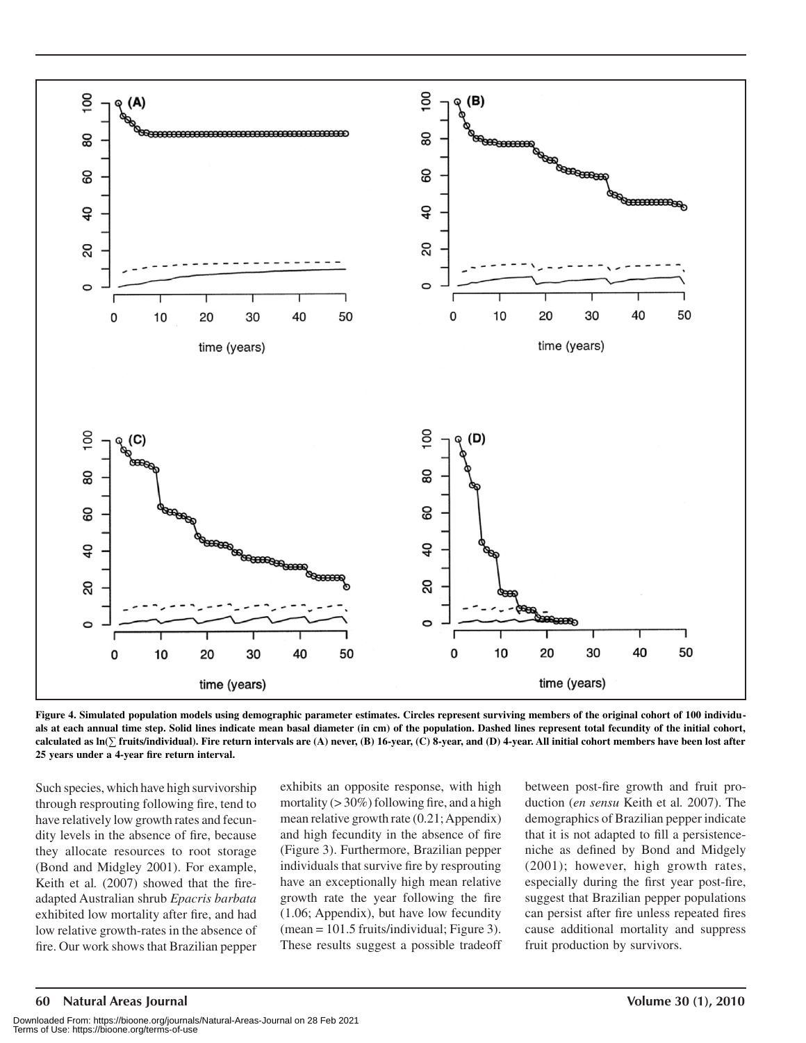**Figure 4. Simulated population models using demographic parameter estimates. Circles represent surviving members of the original cohort of 100 individuals at each annual time step. Solid lines indicate mean basal diameter (in cm) of the population. Dashed lines represent total fecundity of the initial cohort, calculated as ln(∑ fruits/individual). Fire return intervals are (A) never, (B) 16-year, (C) 8-year, and (D) 4-year. All initial cohort members have been lost after 25 years under a 4-year fire return interval.**

Such species, which have high survivorship through resprouting following fire, tend to have relatively low growth rates and fecundity levels in the absence of fire, because they allocate resources to root storage (Bond and Midgley 2001). For example, Keith et al. (2007) showed that the fire-adapted Australian shrub *Epacris barbata* exhibited low mortality after fire, and had low relative growth-rates in the absence of fire. Our work shows that Brazilian pepper exhibits an opposite response, with high mortality (> 30%) following fire, and a high mean relative growth rate (0.21; Appendix) and high fecundity in the absence of fire (Figure 3). Furthermore, Brazilian pepper individuals that survive fire by resprouting have an exceptionally high mean relative growth rate the year following the fire (1.06; Appendix), but have low fecundity (mean = 101.5 fruits/individual; Figure 3). These results suggest a possible tradeoff between post-fire growth and fruit production (*en sensu* Keith et al. 2007). The demographics of Brazilian pepper indicate that it is not adapted to fill a persistence-niche as defined by Bond and Midgely (2001); however, high growth rates, especially during the first year post-fire, suggest that Brazilian pepper populations can persist after fire unless repeated fires cause additional mortality and suppress fruit production by survivors.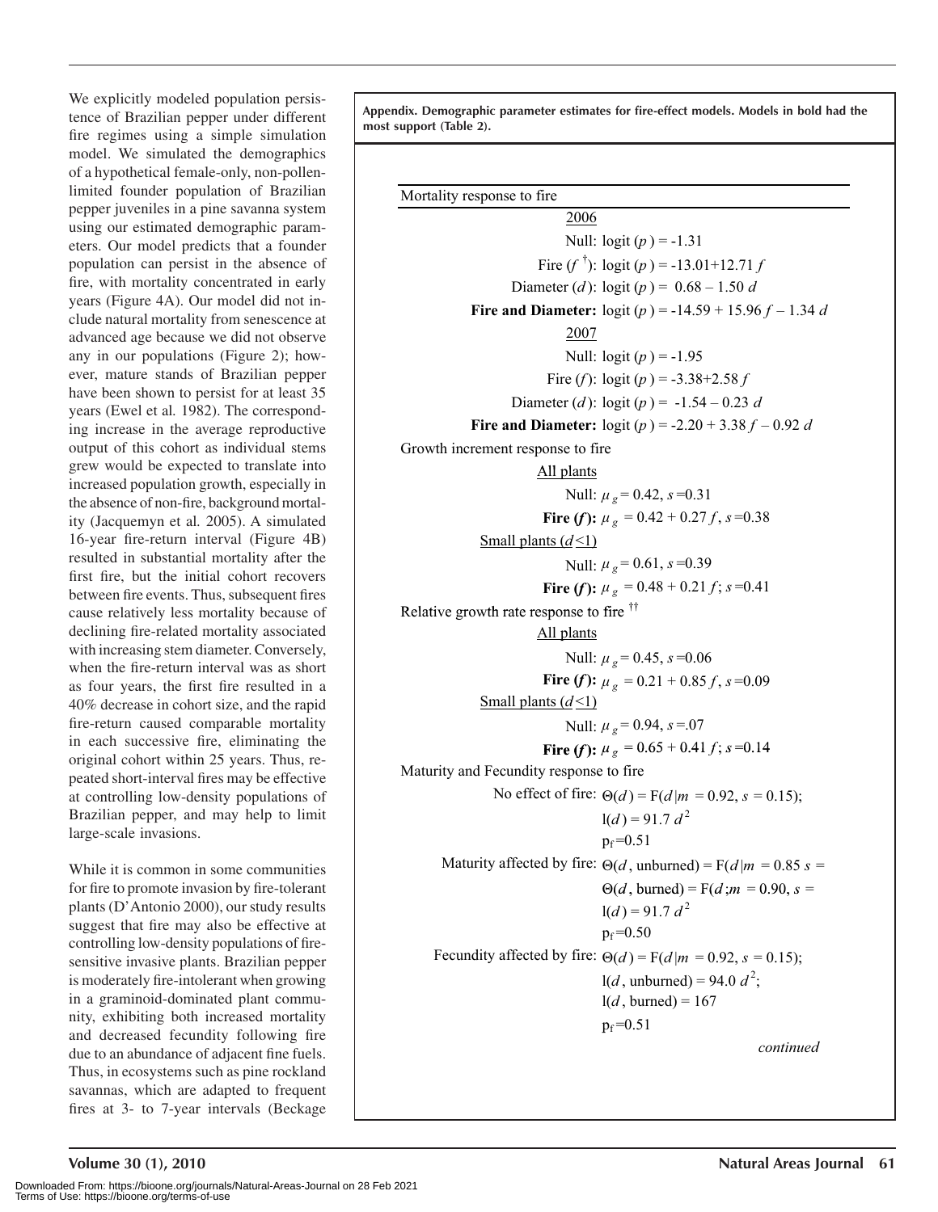We explicitly modeled population persistence of Brazilian pepper under different fire regimes using a simple simulation model. We simulated the demographics of a hypothetical female-only, non-pollen-limited founder population of Brazilian pepper juveniles in a pine savanna system using our estimated demographic parameters. Our model predicts that a founder population can persist in the absence of fire, with mortality concentrated in early years (Figure 4A). Our model did not include natural mortality from senescence at advanced age because we did not observe any in our populations (Figure 2); however, mature stands of Brazilian pepper have been shown to persist for at least 35 years (Ewel et al. 1982). The corresponding increase in the average reproductive output of this cohort as individual stems grew would be expected to translate into increased population growth, especially in the absence of non-fire, background mortality (Jacquemyn et al. 2005). A simulated 16-year fire-return interval (Figure 4B) resulted in substantial mortality after the first fire, but the initial cohort recovers between fire events. Thus, subsequent fires cause relatively less mortality because of declining fire-related mortality associated with increasing stem diameter. Conversely, when the fire-return interval was as short as four years, the first fire resulted in a 40% decrease in cohort size, and the rapid fire-return caused comparable mortality in each successive fire, eliminating the original cohort within 25 years. Thus, repeated short-interval fires may be effective at controlling low-density populations of Brazilian pepper, and may help to limit large-scale invasions.

While it is common in some communities for fire to promote invasion by fire-tolerant plants (D'Antonio 2000), our study results suggest that fire may also be effective at controlling low-density populations of fire-sensitive invasive plants. Brazilian pepper is moderately fire-intolerant when growing in a graminoid-dominated plant community, exhibiting both increased mortality and decreased fecundity following fire due to an abundance of adjacent fine fuels. Thus, in ecosystems such as pine rockland savannas, which are adapted to frequent fires at 3- to 7-year intervals (Beckage

**Appendix. Demographic parameter estimates for fire-effect models. Models in bold had the most support (Table 2).**

Mortality response to fire

2006

Null: $\text{logit}(p) = -1.31$

Fire ($f$ [†]): $\text{logit}(p) = -13.01 + 12.71f$

Diameter ($d$): $\text{logit}(p) = 0.68 - 1.50d$

**Fire and Diameter:** $\text{logit}(p) = -14.59 + 15.96f - 1.34d$

2007

Null: $\text{logit}(p) = -1.95$

Fire ($f$): $\text{logit}(p) = -3.38 + 2.58f$

Diameter ($d$): $\text{logit}(p) = -1.54 - 0.23d$

**Fire and Diameter:** $\text{logit}(p) = -2.20 + 3.38f - 0.92d$

Growth increment response to fire

All plants

Null: $\mu_g = 0.42$, $s = 0.31$

**Fire ($f$):** $\mu_g = 0.42 + 0.27f$, $s = 0.38$

Small plants ($d < 1$)

Null: $\mu_g = 0.61$, $s = 0.39$

**Fire ($f$):** $\mu_g = 0.48 + 0.21f$; $s = 0.41$

Relative growth rate response to fire [††]

All plants

Null: $\mu_g = 0.45$, $s = 0.06$

**Fire ($f$):** $\mu_g = 0.21 + 0.85f$, $s = 0.09$

Small plants ($d < 1$)

Null: $\mu_g = 0.94$, $s = .07$

**Fire ($f$):** $\mu_g = 0.65 + 0.41f$; $s = 0.14$

Maturity and Fecundity response to fire

No effect of fire: $\Theta(d) = F(d \mid m = 0.92, s = 0.15)$;
$l(d) = 91.7d^2$
$p_f = 0.51$

Maturity affected by fire: $\Theta(d, \text{unburned}) = F(d \mid m = 0.85\ s =$
$\Theta(d, \text{burned}) = F(d; m = 0.90, s =$
$l(d) = 91.7d^2$
$p_f = 0.50$

Fecundity affected by fire: $\Theta(d) = F(d \mid m = 0.92, s = 0.15)$;
$l(d, \text{unburned}) = 94.0d^2$;
$l(d, \text{burned}) = 167$
$p_f = 0.51$

*continued*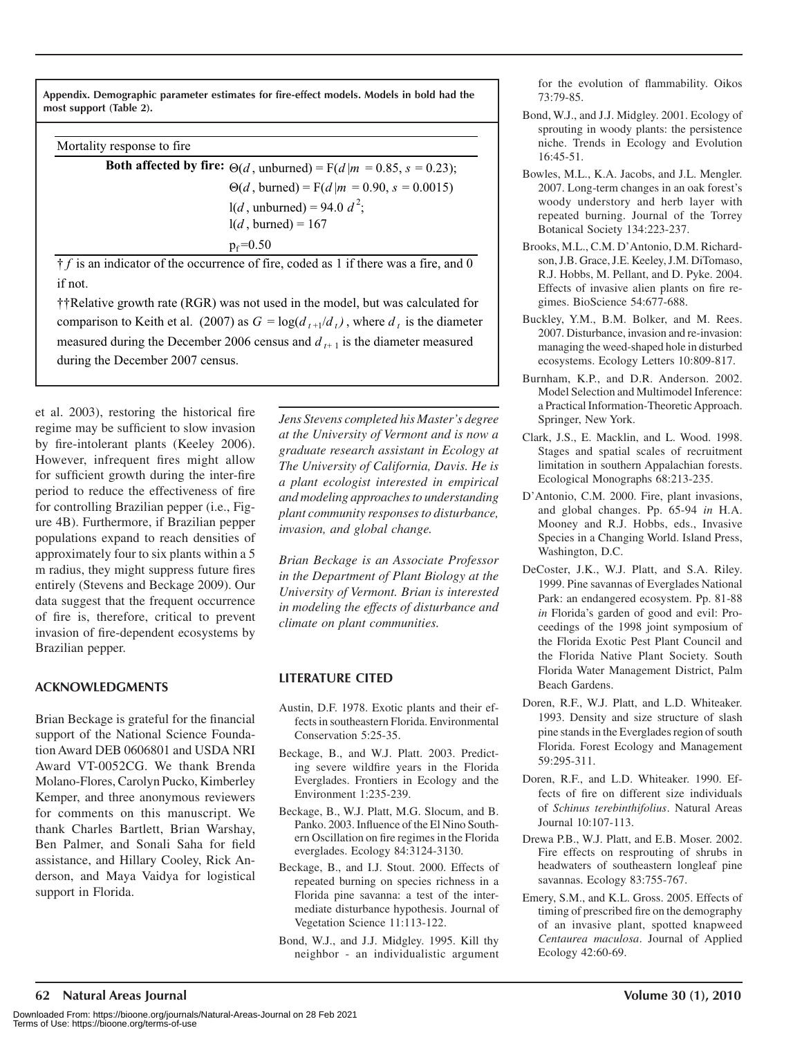**Appendix. Demographic parameter estimates for fire-effect models. Models in bold had the most support (Table 2).**

| Mortality response to fire | |
|---|---|
| **Both affected by fire:** | $\Theta(d$, unburned$) = F(d \mid m = 0.85, s = 0.23)$; |
| | $\Theta(d$, burned$) = F(d \mid m = 0.90, s = 0.0015)$ |
| | $l(d$, unburned$) = 94.0\ d^2$; |
| | $l(d$, burned$) = 167$ |
| | $p_f = 0.50$ |

† $f$ is an indicator of the occurrence of fire, coded as 1 if there was a fire, and 0 if not.

††Relative growth rate (RGR) was not used in the model, but was calculated for comparison to Keith et al. (2007) as $G = \log(d_{t+1}/d_t)$, where $d_t$ is the diameter measured during the December 2006 census and $d_{t+1}$ is the diameter measured during the December 2007 census.

et al. 2003), restoring the historical fire regime may be sufficient to slow invasion by fire-intolerant plants (Keeley 2006). However, infrequent fires might allow for sufficient growth during the inter-fire period to reduce the effectiveness of fire for controlling Brazilian pepper (i.e., Figure 4B). Furthermore, if Brazilian pepper populations expand to reach densities of approximately four to six plants within a 5 m radius, they might suppress future fires entirely (Stevens and Beckage 2009). Our data suggest that the frequent occurrence of fire is, therefore, critical to prevent invasion of fire-dependent ecosystems by Brazilian pepper.

## ACKNOWLEDGMENTS

Brian Beckage is grateful for the financial support of the National Science Foundation Award DEB 0606801 and USDA NRI Award VT-0052CG. We thank Brenda Molano-Flores, Carolyn Pucko, Kimberley Kemper, and three anonymous reviewers for comments on this manuscript. We thank Charles Bartlett, Brian Warshay, Ben Palmer, and Sonali Saha for field assistance, and Hillary Cooley, Rick Anderson, and Maya Vaidya for logistical support in Florida.

*Jens Stevens completed his Master's degree at the University of Vermont and is now a graduate research assistant in Ecology at The University of California, Davis. He is a plant ecologist interested in empirical and modeling approaches to understanding plant community responses to disturbance, invasion, and global change.*

*Brian Beckage is an Associate Professor in the Department of Plant Biology at the University of Vermont. Brian is interested in modeling the effects of disturbance and climate on plant communities.*

## LITERATURE CITED

Austin, D.F. 1978. Exotic plants and their effects in southeastern Florida. Environmental Conservation 5:25-35.

Beckage, B., and W.J. Platt. 2003. Predicting severe wildfire years in the Florida Everglades. Frontiers in Ecology and the Environment 1:235-239.

Beckage, B., W.J. Platt, M.G. Slocum, and B. Panko. 2003. Influence of the El Nino Southern Oscillation on fire regimes in the Florida everglades. Ecology 84:3124-3130.

Beckage, B., and I.J. Stout. 2000. Effects of repeated burning on species richness in a Florida pine savanna: a test of the intermediate disturbance hypothesis. Journal of Vegetation Science 11:113-122.

Bond, W.J., and J.J. Midgley. 1995. Kill thy neighbor - an individualistic argument for the evolution of flammability. Oikos 73:79-85.

Bond, W.J., and J.J. Midgley. 2001. Ecology of sprouting in woody plants: the persistence niche. Trends in Ecology and Evolution 16:45-51.

Bowles, M.L., K.A. Jacobs, and J.L. Mengler. 2007. Long-term changes in an oak forest's woody understory and herb layer with repeated burning. Journal of the Torrey Botanical Society 134:223-237.

Brooks, M.L., C.M. D'Antonio, D.M. Richardson, J.B. Grace, J.E. Keeley, J.M. DiTomaso, R.J. Hobbs, M. Pellant, and D. Pyke. 2004. Effects of invasive alien plants on fire regimes. BioScience 54:677-688.

Buckley, Y.M., B.M. Bolker, and M. Rees. 2007. Disturbance, invasion and re-invasion: managing the weed-shaped hole in disturbed ecosystems. Ecology Letters 10:809-817.

Burnham, K.P., and D.R. Anderson. 2002. Model Selection and Multimodel Inference: a Practical Information-Theoretic Approach. Springer, New York.

Clark, J.S., E. Macklin, and L. Wood. 1998. Stages and spatial scales of recruitment limitation in southern Appalachian forests. Ecological Monographs 68:213-235.

D'Antonio, C.M. 2000. Fire, plant invasions, and global changes. Pp. 65-94 *in* H.A. Mooney and R.J. Hobbs, eds., Invasive Species in a Changing World. Island Press, Washington, D.C.

DeCoster, J.K., W.J. Platt, and S.A. Riley. 1999. Pine savannas of Everglades National Park: an endangered ecosystem. Pp. 81-88 *in* Florida's garden of good and evil: Proceedings of the 1998 joint symposium of the Florida Exotic Pest Plant Council and the Florida Native Plant Society. South Florida Water Management District, Palm Beach Gardens.

Doren, R.F., W.J. Platt, and L.D. Whiteaker. 1993. Density and size structure of slash pine stands in the Everglades region of south Florida. Forest Ecology and Management 59:295-311.

Doren, R.F., and L.D. Whiteaker. 1990. Effects of fire on different size individuals of *Schinus terebinthifolius*. Natural Areas Journal 10:107-113.

Drewa P.B., W.J. Platt, and E.B. Moser. 2002. Fire effects on resprouting of shrubs in headwaters of southeastern longleaf pine savannas. Ecology 83:755-767.

Emery, S.M., and K.L. Gross. 2005. Effects of timing of prescribed fire on the demography of an invasive plant, spotted knapweed *Centaurea maculosa*. Journal of Applied Ecology 42:60-69.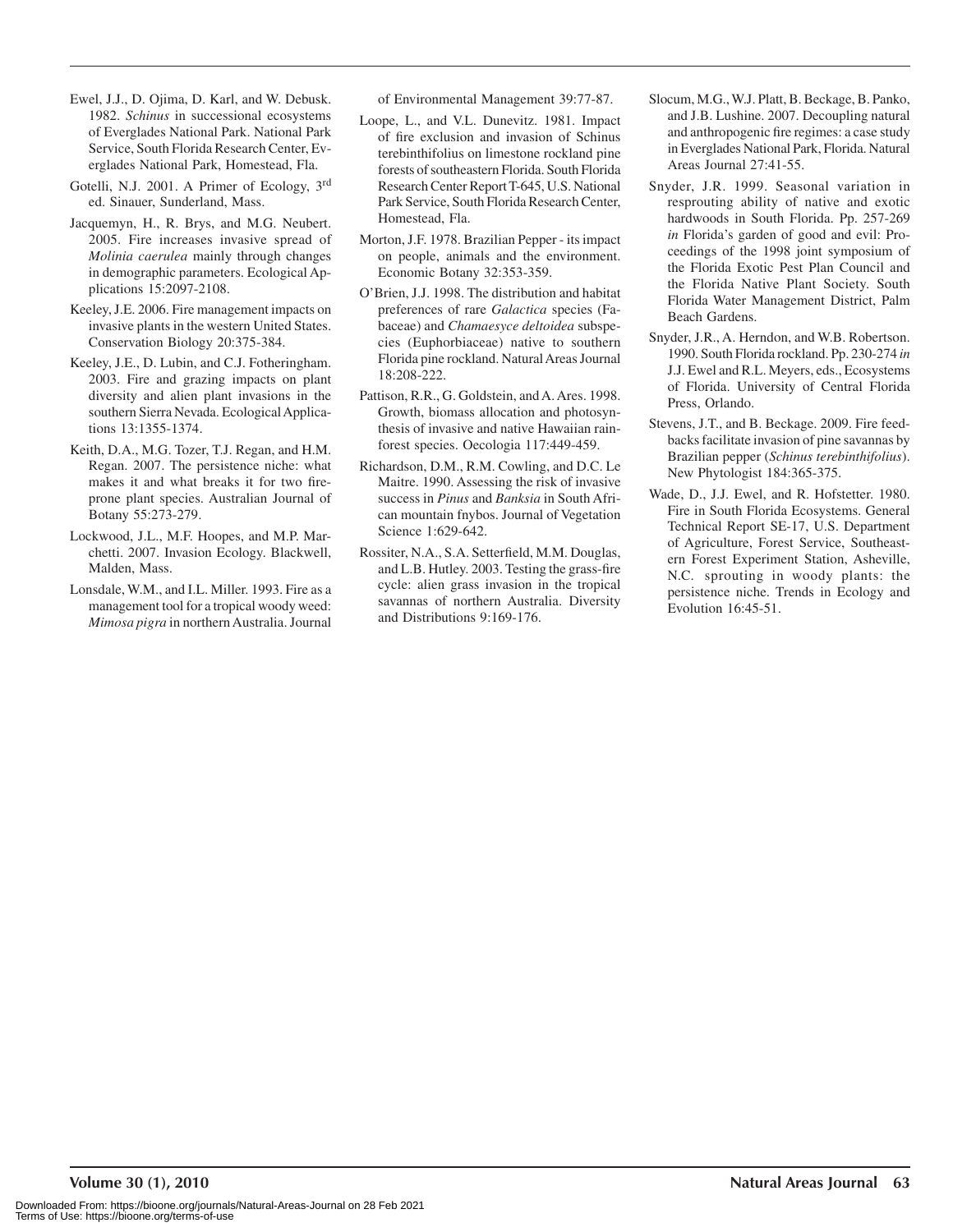Ewel, J.J., D. Ojima, D. Karl, and W. Debusk. 1982. *Schinus* in successional ecosystems of Everglades National Park. National Park Service, South Florida Research Center, Everglades National Park, Homestead, Fla.

Gotelli, N.J. 2001. A Primer of Ecology, 3rd ed. Sinauer, Sunderland, Mass.

Jacquemyn, H., R. Brys, and M.G. Neubert. 2005. Fire increases invasive spread of *Molinia caerulea* mainly through changes in demographic parameters. Ecological Applications 15:2097-2108.

Keeley, J.E. 2006. Fire management impacts on invasive plants in the western United States. Conservation Biology 20:375-384.

Keeley, J.E., D. Lubin, and C.J. Fotheringham. 2003. Fire and grazing impacts on plant diversity and alien plant invasions in the southern Sierra Nevada. Ecological Applications 13:1355-1374.

Keith, D.A., M.G. Tozer, T.J. Regan, and H.M. Regan. 2007. The persistence niche: what makes it and what breaks it for two fire-prone plant species. Australian Journal of Botany 55:273-279.

Lockwood, J.L., M.F. Hoopes, and M.P. Marchetti. 2007. Invasion Ecology. Blackwell, Malden, Mass.

Lonsdale, W.M., and I.L. Miller. 1993. Fire as a management tool for a tropical woody weed: *Mimosa pigra* in northern Australia. Journal of Environmental Management 39:77-87.

Loope, L., and V.L. Dunevitz. 1981. Impact of fire exclusion and invasion of Schinus terebinthifolius on limestone rockland pine forests of southeastern Florida. South Florida Research Center Report T-645, U.S. National Park Service, South Florida Research Center, Homestead, Fla.

Morton, J.F. 1978. Brazilian Pepper - its impact on people, animals and the environment. Economic Botany 32:353-359.

O'Brien, J.J. 1998. The distribution and habitat preferences of rare *Galactica* species (Fabaceae) and *Chamaesyce deltoidea* subspecies (Euphorbiaceae) native to southern Florida pine rockland. Natural Areas Journal 18:208-222.

Pattison, R.R., G. Goldstein, and A. Ares. 1998. Growth, biomass allocation and photosynthesis of invasive and native Hawaiian rainforest species. Oecologia 117:449-459.

Richardson, D.M., R.M. Cowling, and D.C. Le Maitre. 1990. Assessing the risk of invasive success in *Pinus* and *Banksia* in South African mountain fnybos. Journal of Vegetation Science 1:629-642.

Rossiter, N.A., S.A. Setterfield, M.M. Douglas, and L.B. Hutley. 2003. Testing the grass-fire cycle: alien grass invasion in the tropical savannas of northern Australia. Diversity and Distributions 9:169-176.

Slocum, M.G., W.J. Platt, B. Beckage, B. Panko, and J.B. Lushine. 2007. Decoupling natural and anthropogenic fire regimes: a case study in Everglades National Park, Florida. Natural Areas Journal 27:41-55.

Snyder, J.R. 1999. Seasonal variation in resprouting ability of native and exotic hardwoods in South Florida. Pp. 257-269 *in* Florida's garden of good and evil: Proceedings of the 1998 joint symposium of the Florida Exotic Pest Plan Council and the Florida Native Plant Society. South Florida Water Management District, Palm Beach Gardens.

Snyder, J.R., A. Herndon, and W.B. Robertson. 1990. South Florida rockland. Pp. 230-274 *in* J.J. Ewel and R.L. Meyers, eds., Ecosystems of Florida. University of Central Florida Press, Orlando.

Stevens, J.T., and B. Beckage. 2009. Fire feedbacks facilitate invasion of pine savannas by Brazilian pepper (*Schinus terebinthifolius*). New Phytologist 184:365-375.

Wade, D., J.J. Ewel, and R. Hofstetter. 1980. Fire in South Florida Ecosystems. General Technical Report SE-17, U.S. Department of Agriculture, Forest Service, Southeastern Forest Experiment Station, Asheville, N.C. sprouting in woody plants: the persistence niche. Trends in Ecology and Evolution 16:45-51.